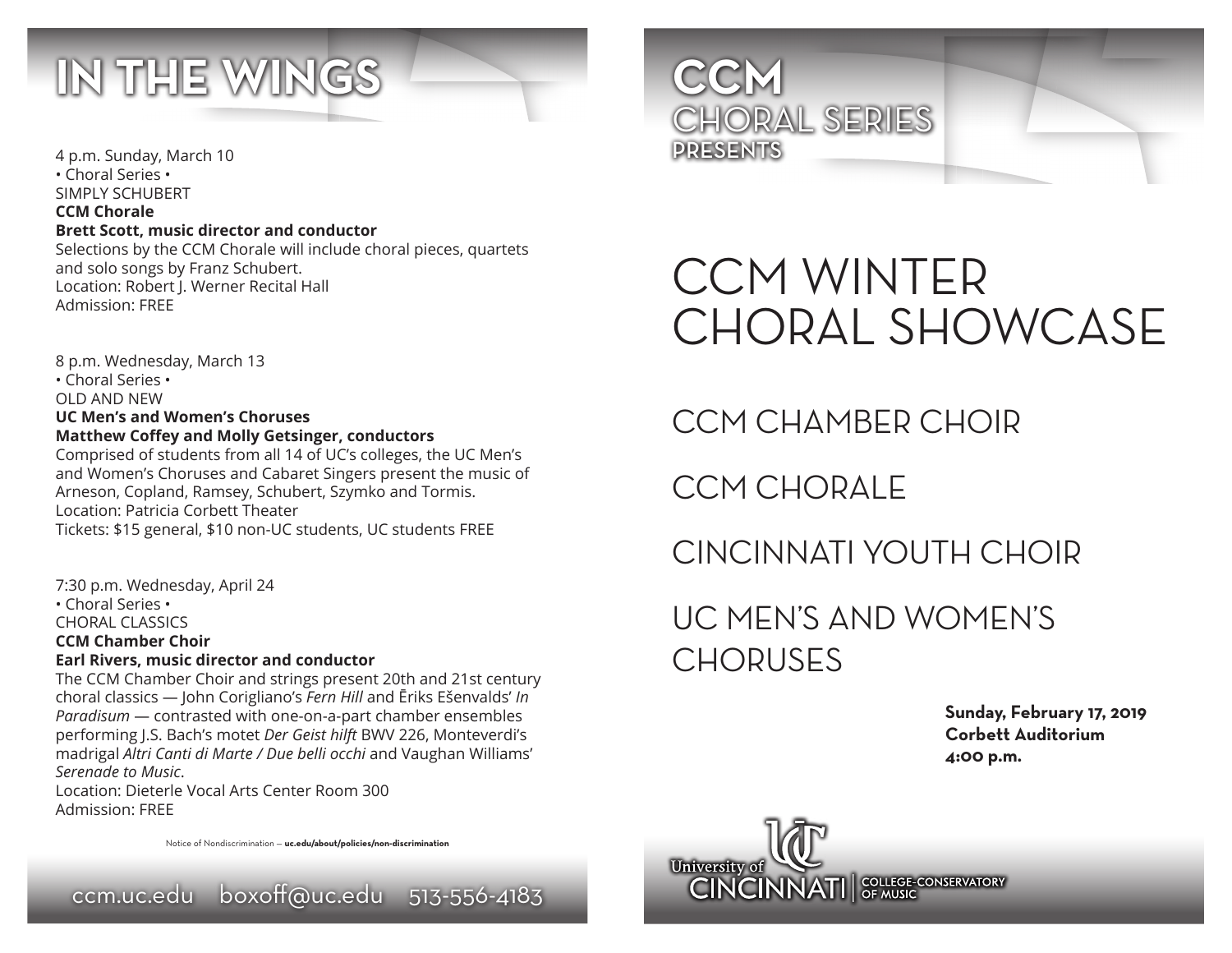# IN THE WINGS

4 p.m. Sunday, March 10
• Choral Series •
SIMPLY SCHUBERT
**CCM Chorale**
**Brett Scott, music director and conductor**
Selections by the CCM Chorale will include choral pieces, quartets and solo songs by Franz Schubert.
Location: Robert J. Werner Recital Hall
Admission: FREE

8 p.m. Wednesday, March 13
• Choral Series •
OLD AND NEW
**UC Men's and Women's Choruses**
**Matthew Coffey and Molly Getsinger, conductors**
Comprised of students from all 14 of UC's colleges, the UC Men's and Women's Choruses and Cabaret Singers present the music of Arneson, Copland, Ramsey, Schubert, Szymko and Tormis.
Location: Patricia Corbett Theater
Tickets: $15 general, $10 non-UC students, UC students FREE

7:30 p.m. Wednesday, April 24
• Choral Series •
CHORAL CLASSICS
**CCM Chamber Choir**
**Earl Rivers, music director and conductor**
The CCM Chamber Choir and strings present 20th and 21st century choral classics — John Corigliano's *Fern Hill* and Ēriks Ešenvalds' *In Paradisum* — contrasted with one-on-a-part chamber ensembles performing J.S. Bach's motet *Der Geist hilft* BWV 226, Monteverdi's madrigal *Altri Canti di Marte / Due belli occhi* and Vaughan Williams' *Serenade to Music*.
Location: Dieterle Vocal Arts Center Room 300
Admission: FREE

Notice of Nondiscrimination — **uc.edu/about/policies/non-discrimination**

ccm.uc.edu boxoff@uc.edu 513-556-4183

# CCM CHORAL SERIES PRESENTS

# CCM WINTER CHORAL SHOWCASE

## CCM CHAMBER CHOIR

## CCM CHORALE

## CINCINNATI YOUTH CHOIR

## UC MEN'S AND WOMEN'S CHORUSES

**Sunday, February 17, 2019**
**Corbett Auditorium**
**4:00 p.m.**

University of CINCINNATI | COLLEGE-CONSERVATORY OF MUSIC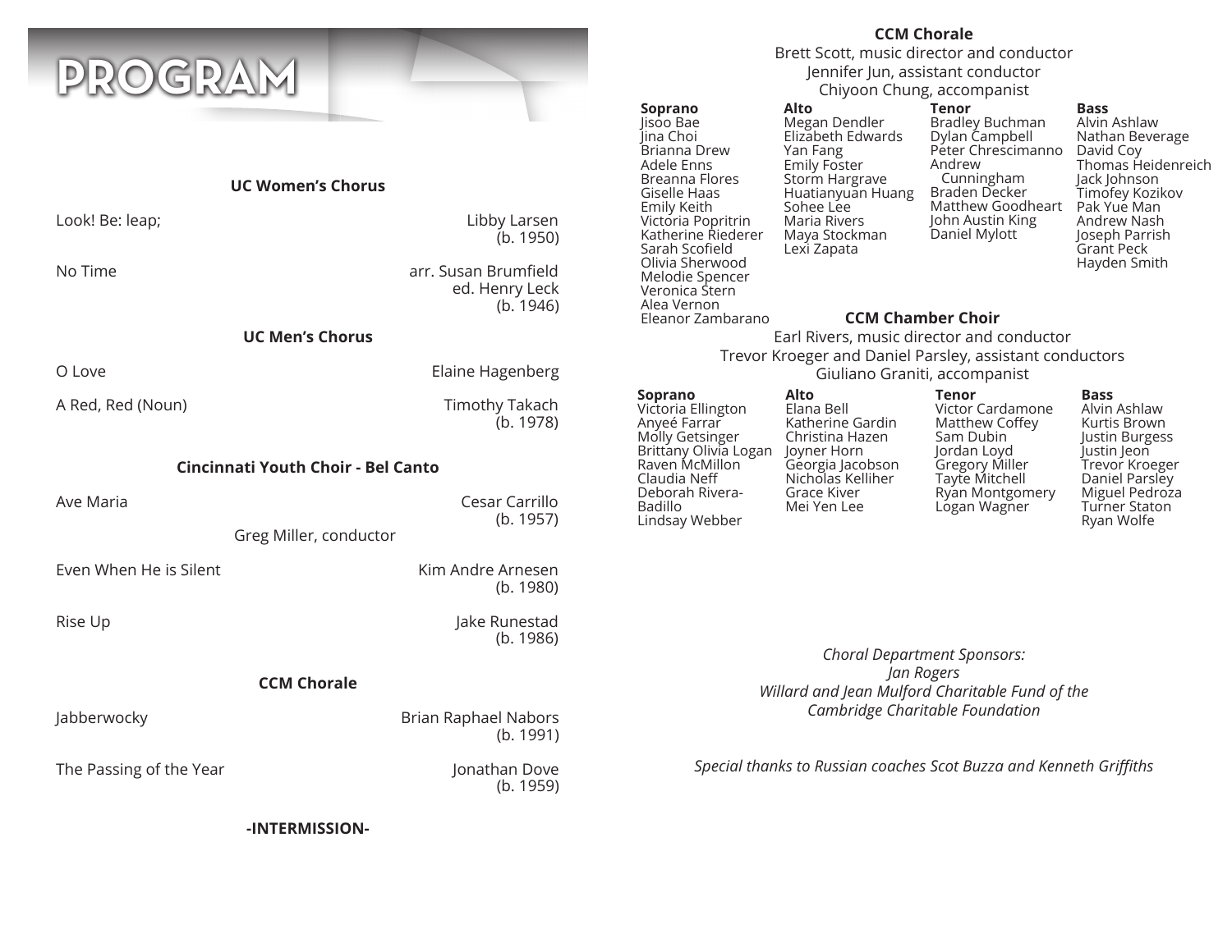# PROGRAM

### UC Women's Chorus

Look! Be: leap; — Libby Larsen (b. 1950)

No Time — arr. Susan Brumfield, ed. Henry Leck (b. 1946)

### UC Men's Chorus

O Love — Elaine Hagenberg

A Red, Red (Noun) — Timothy Takach (b. 1978)

### Cincinnati Youth Choir - Bel Canto

Ave Maria — Cesar Carrillo (b. 1957)

Greg Miller, conductor

Even When He is Silent — Kim Andre Arnesen (b. 1980)

Rise Up — Jake Runestad (b. 1986)

### CCM Chorale

Jabberwocky — Brian Raphael Nabors (b. 1991)

The Passing of the Year — Jonathan Dove (b. 1959)

**-INTERMISSION-**

## CCM Chorale

Brett Scott, music director and conductor
Jennifer Jun, assistant conductor
Chiyoon Chung, accompanist

| Soprano | Alto | Tenor | Bass |
|---|---|---|---|
| Jisoo Bae | Megan Dendler | Bradley Buchman | Alvin Ashlaw |
| Jina Choi | Elizabeth Edwards | Dylan Campbell | Nathan Beverage |
| Brianna Drew | Yan Fang | Peter Chrescimanno | David Coy |
| Adele Enns | Emily Foster | Andrew Cunningham | Thomas Heidenreich |
| Breanna Flores | Storm Hargrave | Braden Decker | Jack Johnson |
| Giselle Haas | Huatianyuan Huang | Matthew Goodheart | Timofey Kozikov |
| Emily Keith | Sohee Lee | John Austin King | Pak Yue Man |
| Victoria Popritrin | Maria Rivers | Daniel Mylott | Andrew Nash |
| Katherine Riederer | Maya Stockman | | Joseph Parrish |
| Sarah Scofield | Lexi Zapata | | Grant Peck |
| Olivia Sherwood | | | Hayden Smith |
| Melodie Spencer | | | |
| Veronica Stern | | | |
| Alea Vernon | | | |
| Eleanor Zambarano | | | |

## CCM Chamber Choir

Earl Rivers, music director and conductor
Trevor Kroeger and Daniel Parsley, assistant conductors
Giuliano Graniti, accompanist

| Soprano | Alto | Tenor | Bass |
|---|---|---|---|
| Victoria Ellington | Elana Bell | Victor Cardamone | Alvin Ashlaw |
| Anyeé Farrar | Katherine Gardin | Matthew Coffey | Kurtis Brown |
| Molly Getsinger | Christina Hazen | Sam Dubin | Justin Burgess |
| Brittany Olivia Logan | Joyner Horn | Jordan Loyd | Justin Jeon |
| Raven McMillon | Georgia Jacobson | Gregory Miller | Trevor Kroeger |
| Claudia Neff | Nicholas Kelliher | Tayte Mitchell | Daniel Parsley |
| Deborah Rivera-Badillo | Grace Kiver | Ryan Montgomery | Miguel Pedroza |
| Lindsay Webber | Mei Yen Lee | Logan Wagner | Turner Staton |
| | | | Ryan Wolfe |

*Choral Department Sponsors:*
*Jan Rogers*
*Willard and Jean Mulford Charitable Fund of the Cambridge Charitable Foundation*

*Special thanks to Russian coaches Scot Buzza and Kenneth Griffiths*